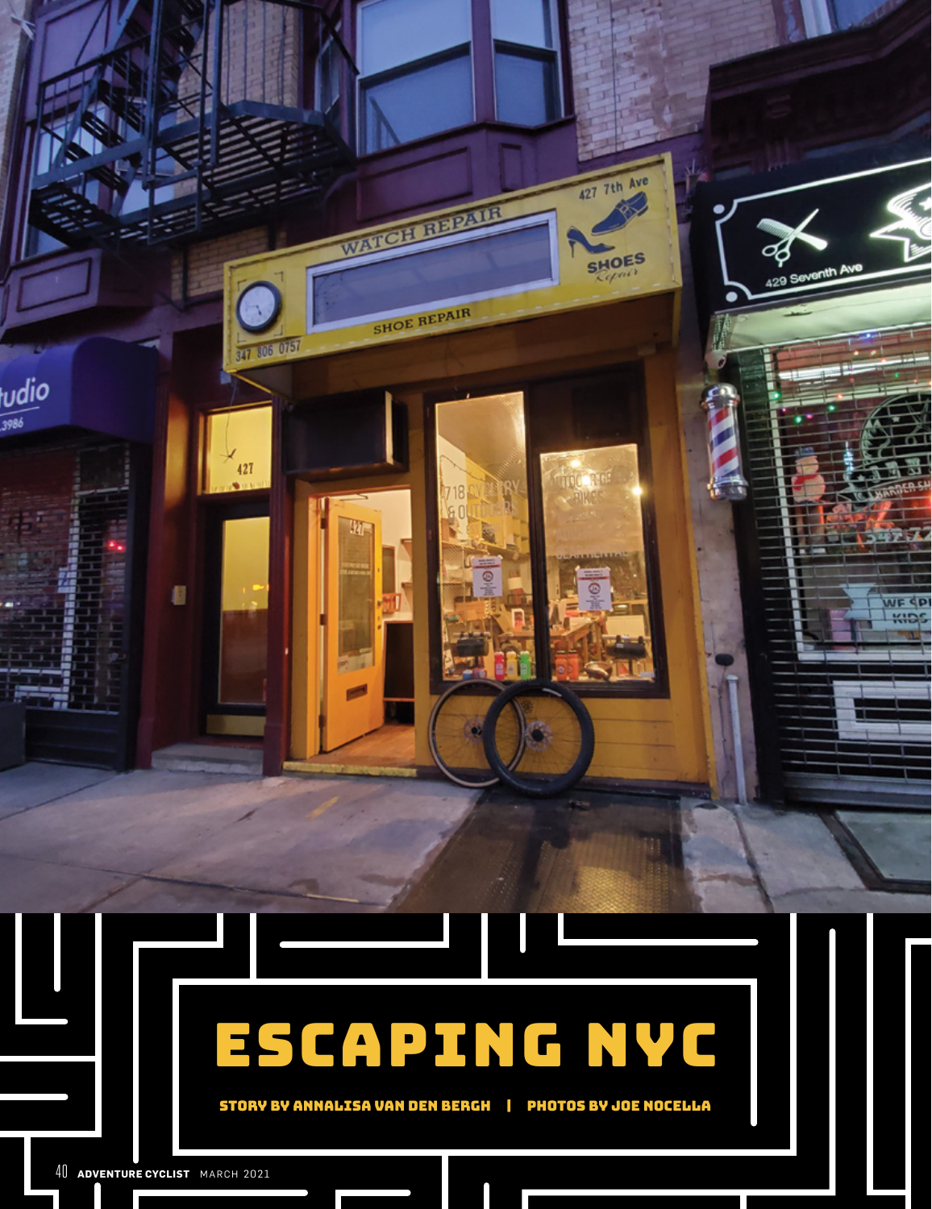# ESCAPING NYC

**STORY BY ANNALISA VAN DEN BERGH | PHOTOS BY JOE NOCELLA**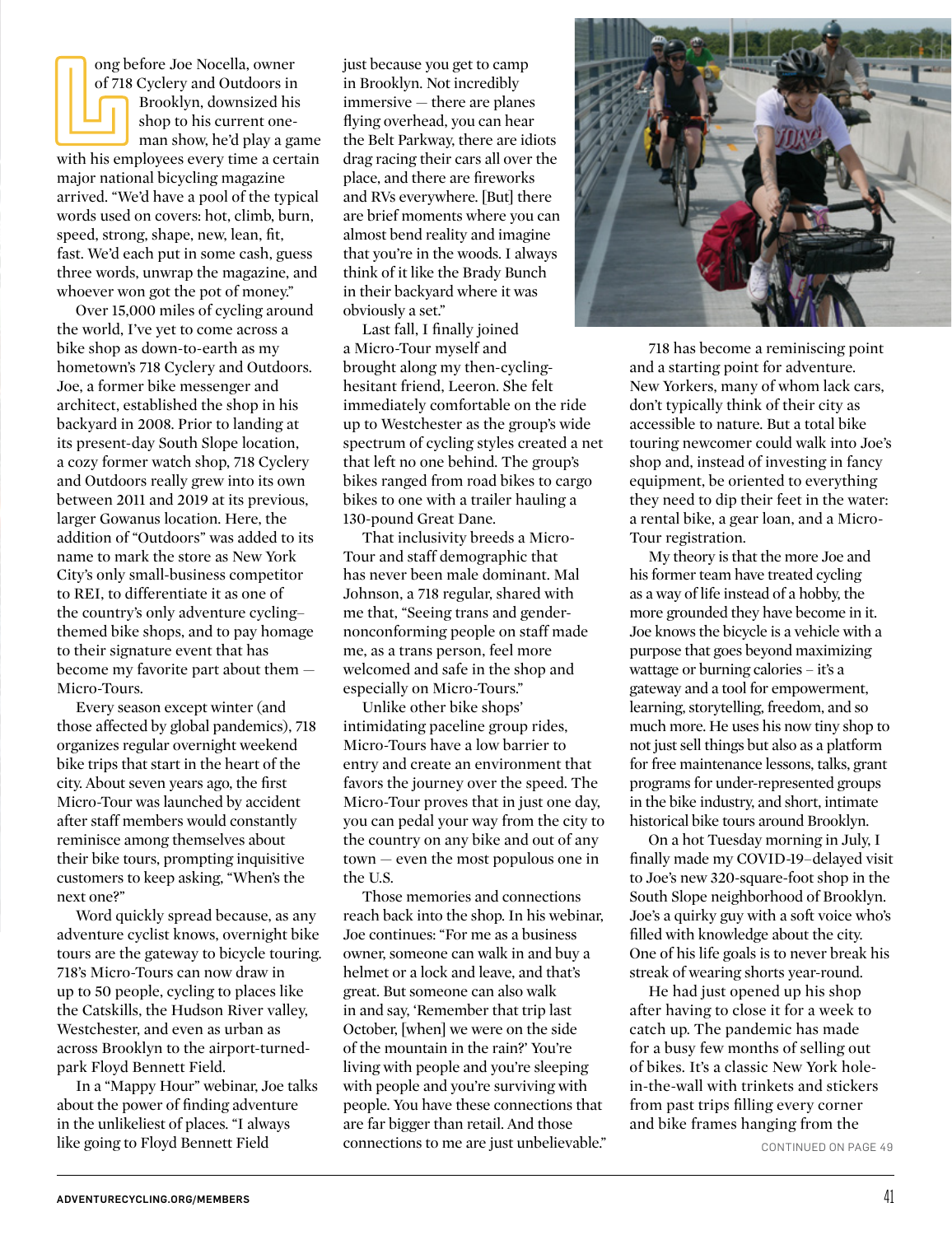Long before Joe Nocella, owner of 718 Cyclery and Outdoors in Brooklyn, downsized his shop to his current one-man show, he'd play a game with his employees every time a certain major national bicycling magazine arrived. "We'd have a pool of the typical words used on covers: hot, climb, burn, speed, strong, shape, new, lean, fit, fast. We'd each put in some cash, guess three words, unwrap the magazine, and whoever won got the pot of money."

Over 15,000 miles of cycling around the world, I've yet to come across a bike shop as down-to-earth as my hometown's 718 Cyclery and Outdoors. Joe, a former bike messenger and architect, established the shop in his backyard in 2008. Prior to landing at its present-day South Slope location, a cozy former watch shop, 718 Cyclery and Outdoors really grew into its own between 2011 and 2019 at its previous, larger Gowanus location. Here, the addition of "Outdoors" was added to its name to mark the store as New York City's only small-business competitor to REI, to differentiate it as one of the country's only adventure cycling–themed bike shops, and to pay homage to their signature event that has become my favorite part about them — Micro-Tours.

Every season except winter (and those affected by global pandemics), 718 organizes regular overnight weekend bike trips that start in the heart of the city. About seven years ago, the first Micro-Tour was launched by accident after staff members would constantly reminisce among themselves about their bike tours, prompting inquisitive customers to keep asking, "When's the next one?"

Word quickly spread because, as any adventure cyclist knows, overnight bike tours are the gateway to bicycle touring. 718's Micro-Tours can now draw in up to 50 people, cycling to places like the Catskills, the Hudson River valley, Westchester, and even as urban as across Brooklyn to the airport-turned-park Floyd Bennett Field.

In a "Mappy Hour" webinar, Joe talks about the power of finding adventure in the unlikeliest of places. "I always like going to Floyd Bennett Field just because you get to camp in Brooklyn. Not incredibly immersive — there are planes flying overhead, you can hear the Belt Parkway, there are idiots drag racing their cars all over the place, and there are fireworks and RVs everywhere. [But] there are brief moments where you can almost bend reality and imagine that you're in the woods. I always think of it like the Brady Bunch in their backyard where it was obviously a set."

Last fall, I finally joined a Micro-Tour myself and brought along my then-cycling-hesitant friend, Leeron. She felt immediately comfortable on the ride up to Westchester as the group's wide spectrum of cycling styles created a net that left no one behind. The group's bikes ranged from road bikes to cargo bikes to one with a trailer hauling a 130-pound Great Dane.

That inclusivity breeds a Micro-Tour and staff demographic that has never been male dominant. Mal Johnson, a 718 regular, shared with me that, "Seeing trans and gender-nonconforming people on staff made me, as a trans person, feel more welcomed and safe in the shop and especially on Micro-Tours."

Unlike other bike shops' intimidating paceline group rides, Micro-Tours have a low barrier to entry and create an environment that favors the journey over the speed. The Micro-Tour proves that in just one day, you can pedal your way from the city to the country on any bike and out of any town — even the most populous one in the U.S.

Those memories and connections reach back into the shop. In his webinar, Joe continues: "For me as a business owner, someone can walk in and buy a helmet or a lock and leave, and that's great. But someone can also walk in and say, 'Remember that trip last October, [when] we were on the side of the mountain in the rain?' You're living with people and you're sleeping with people and you're surviving with people. You have these connections that are far bigger than retail. And those connections to me are just unbelievable."

718 has become a reminiscing point and a starting point for adventure. New Yorkers, many of whom lack cars, don't typically think of their city as accessible to nature. But a total bike touring newcomer could walk into Joe's shop and, instead of investing in fancy equipment, be oriented to everything they need to dip their feet in the water: a rental bike, a gear loan, and a Micro-Tour registration.

My theory is that the more Joe and his former team have treated cycling as a way of life instead of a hobby, the more grounded they have become in it. Joe knows the bicycle is a vehicle with a purpose that goes beyond maximizing wattage or burning calories – it's a gateway and a tool for empowerment, learning, storytelling, freedom, and so much more. He uses his now tiny shop to not just sell things but also as a platform for free maintenance lessons, talks, grant programs for under-represented groups in the bike industry, and short, intimate historical bike tours around Brooklyn.

On a hot Tuesday morning in July, I finally made my COVID-19–delayed visit to Joe's new 320-square-foot shop in the South Slope neighborhood of Brooklyn. Joe's a quirky guy with a soft voice who's filled with knowledge about the city. One of his life goals is to never break his streak of wearing shorts year-round.

He had just opened up his shop after having to close it for a week to catch up. The pandemic has made for a busy few months of selling out of bikes. It's a classic New York hole-in-the-wall with trinkets and stickers from past trips filling every corner and bike frames hanging from the

CONTINUED ON PAGE 49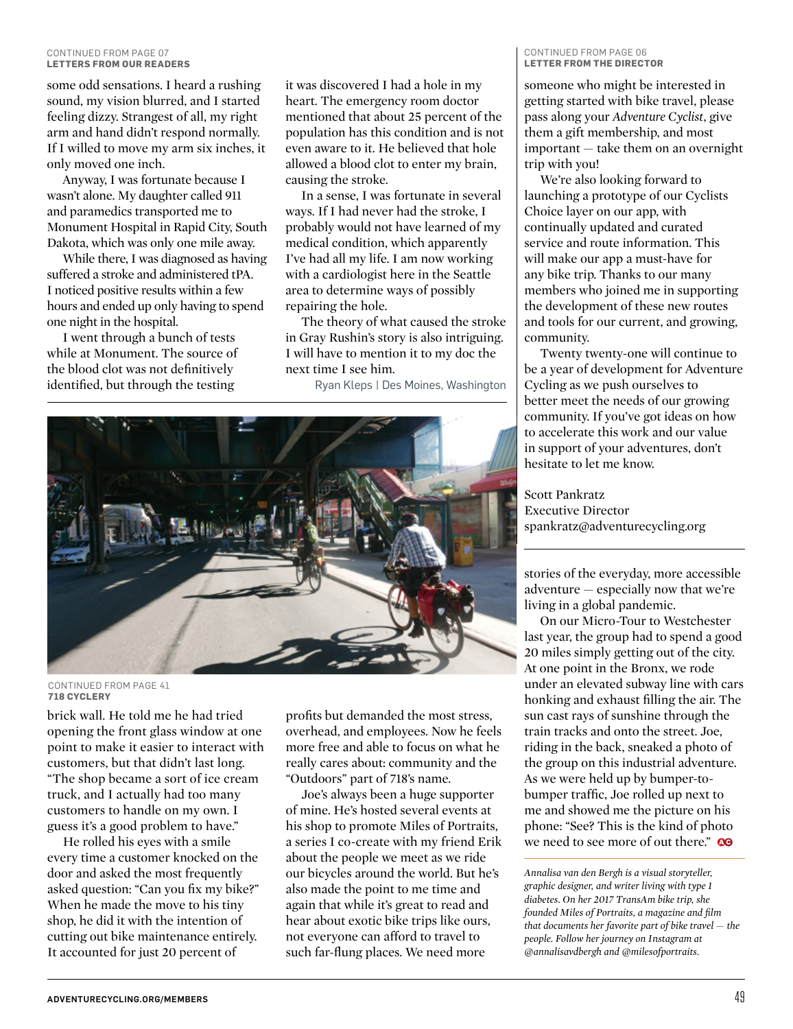CONTINUED FROM PAGE 07
**LETTERS FROM OUR READERS**

some odd sensations. I heard a rushing sound, my vision blurred, and I started feeling dizzy. Strangest of all, my right arm and hand didn't respond normally. If I willed to move my arm six inches, it only moved one inch.

Anyway, I was fortunate because I wasn't alone. My daughter called 911 and paramedics transported me to Monument Hospital in Rapid City, South Dakota, which was only one mile away.

While there, I was diagnosed as having suffered a stroke and administered tPA. I noticed positive results within a few hours and ended up only having to spend one night in the hospital.

I went through a bunch of tests while at Monument. The source of the blood clot was not definitively identified, but through the testing it was discovered I had a hole in my heart. The emergency room doctor mentioned that about 25 percent of the population has this condition and is not even aware to it. He believed that hole allowed a blood clot to enter my brain, causing the stroke.

In a sense, I was fortunate in several ways. If I had never had the stroke, I probably would not have learned of my medical condition, which apparently I've had all my life. I am now working with a cardiologist here in the Seattle area to determine ways of possibly repairing the hole.

The theory of what caused the stroke in Gray Rushin's story is also intriguing. I will have to mention it to my doc the next time I see him.

Ryan Kleps | Des Moines, Washington

CONTINUED FROM PAGE 06
**LETTER FROM THE DIRECTOR**

someone who might be interested in getting started with bike travel, please pass along your *Adventure Cyclist*, give them a gift membership, and most important — take them on an overnight trip with you!

We're also looking forward to launching a prototype of our Cyclists Choice layer on our app, with continually updated and curated service and route information. This will make our app a must-have for any bike trip. Thanks to our many members who joined me in supporting the development of these new routes and tools for our current, and growing, community.

Twenty twenty-one will continue to be a year of development for Adventure Cycling as we push ourselves to better meet the needs of our growing community. If you've got ideas on how to accelerate this work and our value in support of your adventures, don't hesitate to let me know.

Scott Pankratz
Executive Director
spankratz@adventurecycling.org

CONTINUED FROM PAGE 41
**718 CYCLERY**

brick wall. He told me he had tried opening the front glass window at one point to make it easier to interact with customers, but that didn't last long. "The shop became a sort of ice cream truck, and I actually had too many customers to handle on my own. I guess it's a good problem to have."

He rolled his eyes with a smile every time a customer knocked on the door and asked the most frequently asked question: "Can you fix my bike?" When he made the move to his tiny shop, he did it with the intention of cutting out bike maintenance entirely. It accounted for just 20 percent of profits but demanded the most stress, overhead, and employees. Now he feels more free and able to focus on what he really cares about: community and the "Outdoors" part of 718's name.

Joe's always been a huge supporter of mine. He's hosted several events at his shop to promote Miles of Portraits, a series I co-create with my friend Erik about the people we meet as we ride our bicycles around the world. But he's also made the point to me time and again that while it's great to read and hear about exotic bike trips like ours, not everyone can afford to travel to such far-flung places. We need more stories of the everyday, more accessible adventure — especially now that we're living in a global pandemic.

On our Micro-Tour to Westchester last year, the group had to spend a good 20 miles simply getting out of the city. At one point in the Bronx, we rode under an elevated subway line with cars honking and exhaust filling the air. The sun cast rays of sunshine through the train tracks and onto the street. Joe, riding in the back, sneaked a photo of the group on this industrial adventure. As we were held up by bumper-to-bumper traffic, Joe rolled up next to me and showed me the picture on his phone: "See? This is the kind of photo we need to see more of out there."

*Annalisa van den Bergh is a visual storyteller, graphic designer, and writer living with type 1 diabetes. On her 2017 TransAm bike trip, she founded Miles of Portraits, a magazine and film that documents her favorite part of bike travel — the people. Follow her journey on Instagram at @annalisavdbergh and @milesofportraits.*